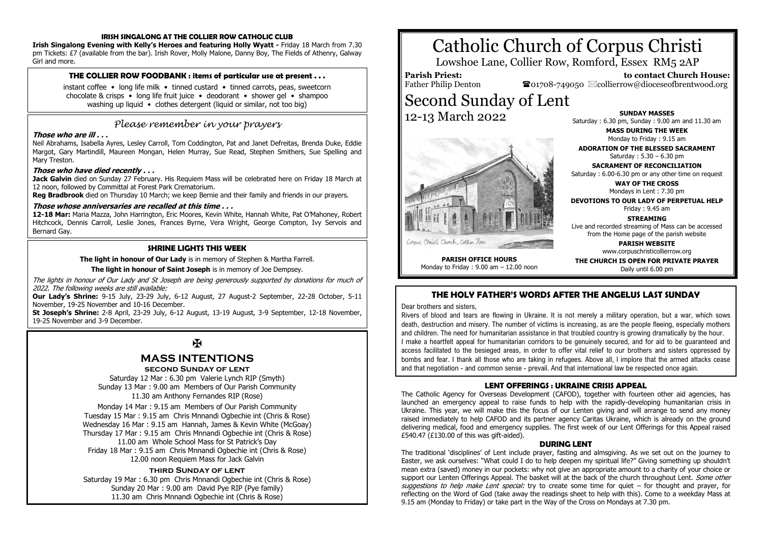#### IRISH SINGALONG AT THE COLLIER ROW CATHOLIC CLUB

**Irish Singalong Evening with Kelly's Heroes and featuring Holly Wyatt -** Friday 18 March from 7.30 pm Tickets: £7 (available from the bar). Irish Rover, Molly Malone, Danny Boy, The Fields of Athenry, Galway Girl and more.

#### THE COLLIER ROW FOODBANK : items of particular use at present . . .

instant coffee • long life milk • tinned custard • tinned carrots, peas, sweetcorn chocolate & crisps • long life fruit juice • deodorant • shower gel • shampoo washing up liquid • clothes detergent (liquid or similar, not too big)

## *Please remember in your prayers*

***Those who are ill . . .***

Neil Abrahams, Isabella Ayres, Lesley Carroll, Tom Coddington, Pat and Janet Defreitas, Brenda Duke, Eddie Margot, Gary Martindill, Maureen Mongan, Helen Murray, Sue Read, Stephen Smithers, Sue Spelling and Mary Treston.

***Those who have died recently . . .***

**Jack Galvin** died on Sunday 27 February. His Requiem Mass will be celebrated here on Friday 18 March at 12 noon, followed by Committal at Forest Park Crematorium.

**Reg Bradbrook** died on Thursday 10 March; we keep Bernie and their family and friends in our prayers.

***Those whose anniversaries are recalled at this time . . .***

**12-18 Mar:** Maria Mazza, John Harrington, Eric Moores, Kevin White, Hannah White, Pat O'Mahoney, Robert Hitchcock, Dennis Carroll, Leslie Jones, Frances Byrne, Vera Wright, George Compton, Ivy Servois and Bernard Gay.

#### SHRINE LIGHTS THIS WEEK

**The light in honour of Our Lady** is in memory of Stephen & Martha Farrell.

**The light in honour of Saint Joseph** is in memory of Joe Dempsey.

*The lights in honour of Our Lady and St Joseph are being generously supported by donations for much of 2022. The following weeks are still available:*

**Our Lady's Shrine:** 9-15 July, 23-29 July, 6-12 August, 27 August-2 September, 22-28 October, 5-11 November, 19-25 November and 10-16 December.

**St Joseph's Shrine:** 2-8 April, 23-29 July, 6-12 August, 13-19 August, 3-9 September, 12-18 November, 19-25 November and 3-9 December.

✠

## MASS INTENTIONS

### SECOND SUNDAY OF LENT

Saturday 12 Mar : 6.30 pm Valerie Lynch RIP (Smyth)
Sunday 13 Mar : 9.00 am Members of Our Parish Community
11.30 am Anthony Fernandes RIP (Rose)

Monday 14 Mar : 9.15 am Members of Our Parish Community
Tuesday 15 Mar : 9.15 am Chris Mnnandi Ogbechie int (Chris & Rose)
Wednesday 16 Mar : 9.15 am Hannah, James & Kevin White (McGoay)
Thursday 17 Mar : 9.15 am Chris Mnnandi Ogbechie int (Chris & Rose)
11.00 am Whole School Mass for St Patrick's Day
Friday 18 Mar : 9.15 am Chris Mnnandi Ogbechie int (Chris & Rose)
12.00 noon Requiem Mass for Jack Galvin

### THIRD SUNDAY OF LENT

Saturday 19 Mar : 6.30 pm Chris Mnnandi Ogbechie int (Chris & Rose)
Sunday 20 Mar : 9.00 am David Pye RIP (Pye family)
11.30 am Chris Mnnandi Ogbechie int (Chris & Rose)

# Catholic Church of Corpus Christi

Lowshoe Lane, Collier Row, Romford, Essex RM5 2AP

**Parish Priest:** Father Philip Denton

**to contact Church House:** ☎01708-749050 ✉collierrow@dioceseofbrentwood.org

# Second Sunday of Lent

12-13 March 2022

Corpus Christi Church, Collier Row

**PARISH OFFICE HOURS**
Monday to Friday : 9.00 am – 12.00 noon

**SUNDAY MASSES**
Saturday : 6.30 pm, Sunday : 9.00 am and 11.30 am

**MASS DURING THE WEEK**
Monday to Friday : 9.15 am

**ADORATION OF THE BLESSED SACRAMENT**
Saturday : 5.30 – 6.30 pm

**SACRAMENT OF RECONCILIATION**
Saturday : 6.00-6.30 pm or any other time on request

**WAY OF THE CROSS**
Mondays in Lent : 7.30 pm

**DEVOTIONS TO OUR LADY OF PERPETUAL HELP**
Friday : 9.45 am

**STREAMING**
Live and recorded streaming of Mass can be accessed from the Home page of the parish website

**PARISH WEBSITE**
www.corpuschristicollierrow.org

**THE CHURCH IS OPEN FOR PRIVATE PRAYER**
Daily until 6.00 pm

#### THE HOLY FATHER'S WORDS AFTER THE ANGELUS LAST SUNDAY

Dear brothers and sisters,

Rivers of blood and tears are flowing in Ukraine. It is not merely a military operation, but a war, which sows death, destruction and misery. The number of victims is increasing, as are the people fleeing, especially mothers and children. The need for humanitarian assistance in that troubled country is growing dramatically by the hour.

I make a heartfelt appeal for humanitarian corridors to be genuinely secured, and for aid to be guaranteed and access facilitated to the besieged areas, in order to offer vital relief to our brothers and sisters oppressed by bombs and fear. I thank all those who are taking in refugees. Above all, I implore that the armed attacks cease and that negotiation - and common sense - prevail. And that international law be respected once again.

#### LENT OFFERINGS : UKRAINE CRISIS APPEAL

The Catholic Agency for Overseas Development (CAFOD), together with fourteen other aid agencies, has launched an emergency appeal to raise funds to help with the rapidly-developing humanitarian crisis in Ukraine. This year, we will make this the focus of our Lenten giving and will arrange to send any money raised immediately to help CAFOD and its partner agency Caritas Ukraine, which is already on the ground delivering medical, food and emergency supplies. The first week of our Lent Offerings for this Appeal raised £540.47 (£130.00 of this was gift-aided).

#### DURING LENT

The traditional 'disciplines' of Lent include prayer, fasting and almsgiving. As we set out on the journey to Easter, we ask ourselves: "What could I do to help deepen my spiritual life?" Giving something up shouldn't mean extra (saved) money in our pockets: why not give an appropriate amount to a charity of your choice or support our Lenten Offerings Appeal. The basket will at the back of the church throughout Lent. *Some other suggestions to help make Lent special:* try to create some time for quiet – for thought and prayer, for reflecting on the Word of God (take away the readings sheet to help with this). Come to a weekday Mass at 9.15 am (Monday to Friday) or take part in the Way of the Cross on Mondays at 7.30 pm.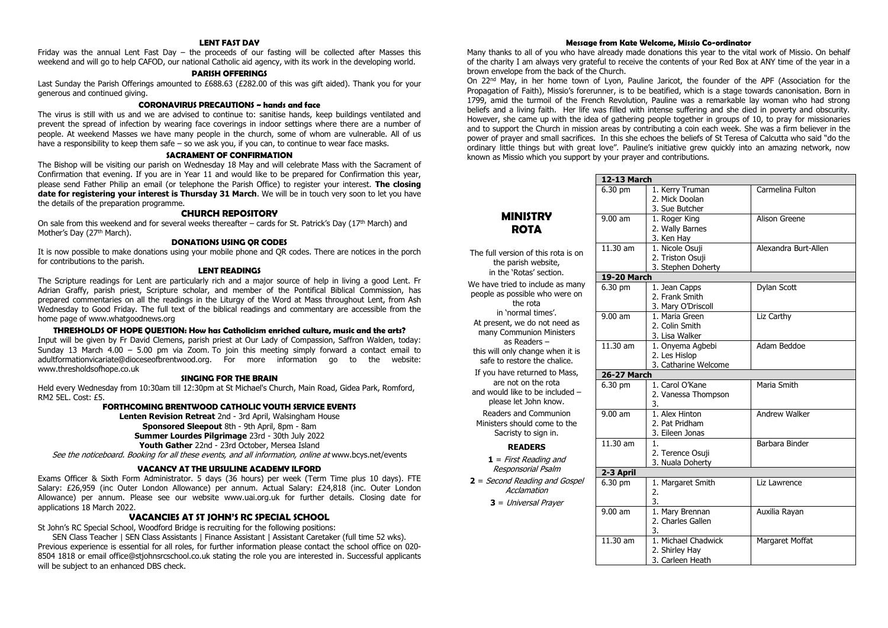### LENT FAST DAY

Friday was the annual Lent Fast Day – the proceeds of our fasting will be collected after Masses this weekend and will go to help CAFOD, our national Catholic aid agency, with its work in the developing world.

### PARISH OFFERINGS

Last Sunday the Parish Offerings amounted to £688.63 (£282.00 of this was gift aided). Thank you for your generous and continued giving.

### CORONAVIRUS PRECAUTIONS ~ hands and face

The virus is still with us and we are advised to continue to: sanitise hands, keep buildings ventilated and prevent the spread of infection by wearing face coverings in indoor settings where there are a number of people. At weekend Masses we have many people in the church, some of whom are vulnerable. All of us have a responsibility to keep them safe – so we ask you, if you can, to continue to wear face masks.

### SACRAMENT OF CONFIRMATION

The Bishop will be visiting our parish on Wednesday 18 May and will celebrate Mass with the Sacrament of Confirmation that evening. If you are in Year 11 and would like to be prepared for Confirmation this year, please send Father Philip an email (or telephone the Parish Office) to register your interest. **The closing date for registering your interest is Thursday 31 March**. We will be in touch very soon to let you have the details of the preparation programme.

### CHURCH REPOSITORY

On sale from this weekend and for several weeks thereafter – cards for St. Patrick's Day (17th March) and Mother's Day (27th March).

### DONATIONS USING QR CODES

It is now possible to make donations using your mobile phone and QR codes. There are notices in the porch for contributions to the parish.

### LENT READINGS

The Scripture readings for Lent are particularly rich and a major source of help in living a good Lent. Fr Adrian Graffy, parish priest, Scripture scholar, and member of the Pontifical Biblical Commission, has prepared commentaries on all the readings in the Liturgy of the Word at Mass throughout Lent, from Ash Wednesday to Good Friday. The full text of the biblical readings and commentary are accessible from the home page of www.whatgoodnews.org

### THRESHOLDS OF HOPE QUESTION: How has Catholicism enriched culture, music and the arts?

Input will be given by Fr David Clemens, parish priest at Our Lady of Compassion, Saffron Walden, today: Sunday 13 March 4.00 – 5.00 pm via Zoom. To join this meeting simply forward a contact email to adultformationvicariate@dioceseofbrentwood.org. For more information go to the website: www.thresholdsofhope.co.uk

### SINGING FOR THE BRAIN

Held every Wednesday from 10:30am till 12:30pm at St Michael's Church, Main Road, Gidea Park, Romford, RM2 5EL. Cost: £5.

### FORTHCOMING BRENTWOOD CATHOLIC YOUTH SERVICE EVENTS

**Lenten Revision Retreat** 2nd - 3rd April, Walsingham House
**Sponsored Sleepout** 8th - 9th April, 8pm - 8am
**Summer Lourdes Pilgrimage** 23rd - 30th July 2022
**Youth Gather** 22nd - 23rd October, Mersea Island

*See the noticeboard. Booking for all these events, and all information, online at* www.bcys.net/events

### VACANCY AT THE URSULINE ACADEMY ILFORD

Exams Officer & Sixth Form Administrator. 5 days (36 hours) per week (Term Time plus 10 days). FTE Salary: £26,959 (inc Outer London Allowance) per annum. Actual Salary: £24,818 (inc. Outer London Allowance) per annum. Please see our website www.uai.org.uk for further details. Closing date for applications 18 March 2022.

### VACANCIES AT ST JOHN'S RC SPECIAL SCHOOL

St John's RC Special School, Woodford Bridge is recruiting for the following positions:

SEN Class Teacher | SEN Class Assistants | Finance Assistant | Assistant Caretaker (full time 52 wks).

Previous experience is essential for all roles, for further information please contact the school office on 020-8504 1818 or email office@stjohnsrcschool.co.uk stating the role you are interested in. Successful applicants will be subject to an enhanced DBS check.

### Message from Kate Welcome, Missio Co-ordinator

Many thanks to all of you who have already made donations this year to the vital work of Missio. On behalf of the charity I am always very grateful to receive the contents of your Red Box at ANY time of the year in a brown envelope from the back of the Church.

On 22nd May, in her home town of Lyon, Pauline Jaricot, the founder of the APF (Association for the Propagation of Faith), Missio's forerunner, is to be beatified, which is a stage towards canonisation. Born in 1799, amid the turmoil of the French Revolution, Pauline was a remarkable lay woman who had strong beliefs and a living faith. Her life was filled with intense suffering and she died in poverty and obscurity. However, she came up with the idea of gathering people together in groups of 10, to pray for missionaries and to support the Church in mission areas by contributing a coin each week. She was a firm believer in the power of prayer and small sacrifices. In this she echoes the beliefs of St Teresa of Calcutta who said "do the ordinary little things but with great love". Pauline's initiative grew quickly into an amazing network, now known as Missio which you support by your prayer and contributions.

## MINISTRY ROTA

The full version of this rota is on the parish website, in the 'Rotas' section.

We have tried to include as many people as possible who were on the rota in 'normal times'.

At present, we do not need as many Communion Ministers as Readers – this will only change when it is safe to restore the chalice.

If you have returned to Mass, are not on the rota and would like to be included – please let John know.

Readers and Communion Ministers should come to the Sacristy to sign in.

### READERS

**1** = *First Reading and Responsorial Psalm*

**2** = *Second Reading and Gospel Acclamation*

**3** = *Universal Prayer*

| | | |
|---|---|---|
| **12-13 March** | | |
| 6.30 pm | 1. Kerry Truman<br>2. Mick Doolan<br>3. Sue Butcher | Carmelina Fulton |
| 9.00 am | 1. Roger King<br>2. Wally Barnes<br>3. Ken Hay | Alison Greene |
| 11.30 am | 1. Nicole Osuji<br>2. Triston Osuji<br>3. Stephen Doherty | Alexandra Burt-Allen |
| **19-20 March** | | |
| 6.30 pm | 1. Jean Capps<br>2. Frank Smith<br>3. Mary O'Driscoll | Dylan Scott |
| 9.00 am | 1. Maria Green<br>2. Colin Smith<br>3. Lisa Walker | Liz Carthy |
| 11.30 am | 1. Onyema Agbebi<br>2. Les Hislop<br>3. Catharine Welcome | Adam Beddoe |
| **26-27 March** | | |
| 6.30 pm | 1. Carol O'Kane<br>2. Vanessa Thompson<br>3. | Maria Smith |
| 9.00 am | 1. Alex Hinton<br>2. Pat Pridham<br>3. Eileen Jonas | Andrew Walker |
| 11.30 am | 1.<br>2. Terence Osuji<br>3. Nuala Doherty | Barbara Binder |
| **2-3 April** | | |
| 6.30 pm | 1. Margaret Smith<br>2.<br>3. | Liz Lawrence |
| 9.00 am | 1. Mary Brennan<br>2. Charles Gallen<br>3. | Auxilia Rayan |
| 11.30 am | 1. Michael Chadwick<br>2. Shirley Hay<br>3. Carleen Heath | Margaret Moffat |